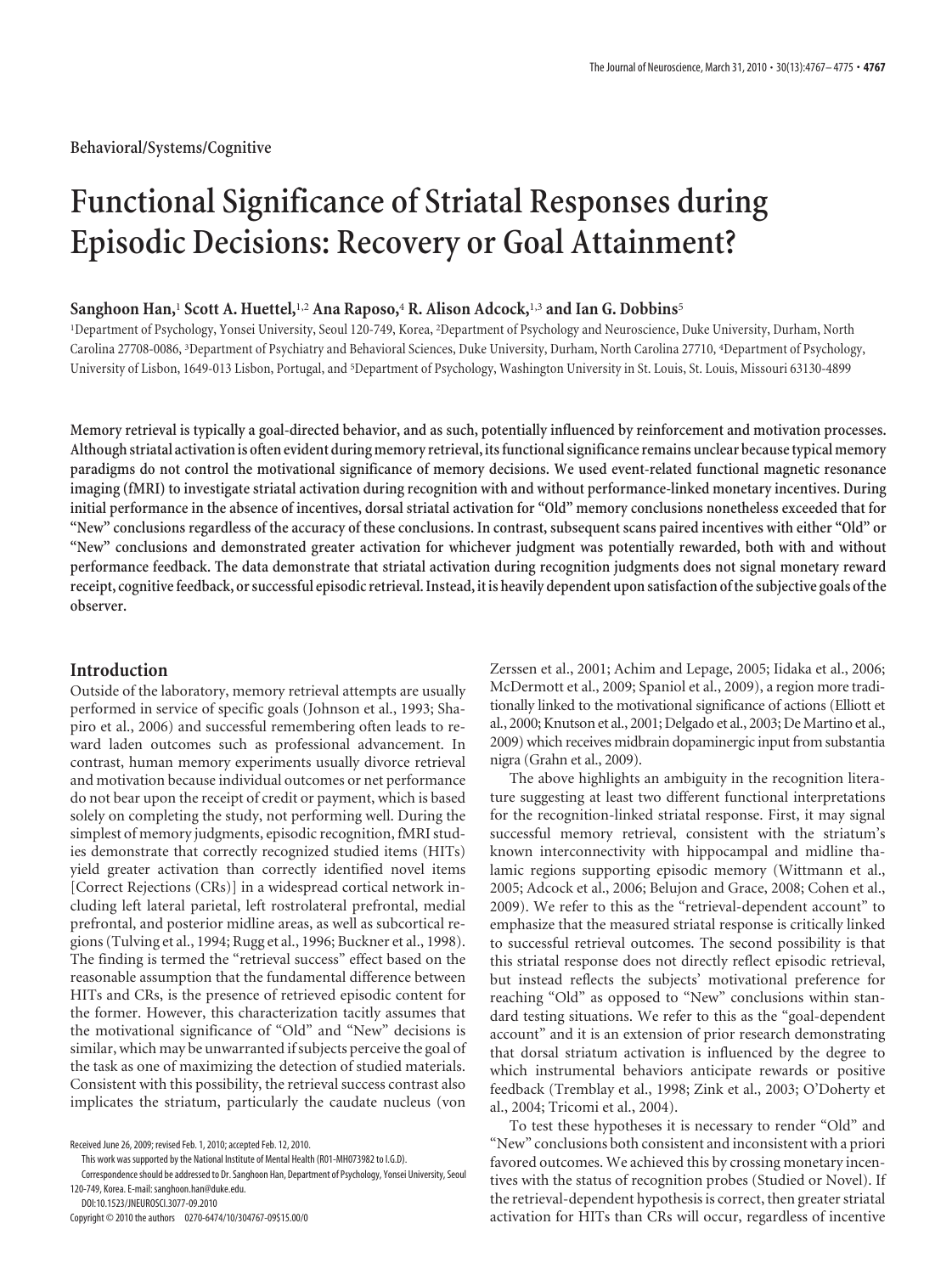Behavioral/Systems/Cognitive

# Functional Significance of Striatal Responses during Episodic Decisions: Recovery or Goal Attainment?

**Sanghoon Han,[1] Scott A. Huettel,[1,2] Ana Raposo,[4] R. Alison Adcock,[1,3] and Ian G. Dobbins[5]**

[1]Department of Psychology, Yonsei University, Seoul 120-749, Korea, [2]Department of Psychology and Neuroscience, Duke University, Durham, North Carolina 27708-0086, [3]Department of Psychiatry and Behavioral Sciences, Duke University, Durham, North Carolina 27710, [4]Department of Psychology, University of Lisbon, 1649-013 Lisbon, Portugal, and [5]Department of Psychology, Washington University in St. Louis, St. Louis, Missouri 63130-4899

**Memory retrieval is typically a goal-directed behavior, and as such, potentially influenced by reinforcement and motivation processes. Although striatal activation is often evident during memory retrieval, its functional significance remains unclear because typical memory paradigms do not control the motivational significance of memory decisions. We used event-related functional magnetic resonance imaging (fMRI) to investigate striatal activation during recognition with and without performance-linked monetary incentives. During initial performance in the absence of incentives, dorsal striatal activation for "Old" memory conclusions nonetheless exceeded that for "New" conclusions regardless of the accuracy of these conclusions. In contrast, subsequent scans paired incentives with either "Old" or "New" conclusions and demonstrated greater activation for whichever judgment was potentially rewarded, both with and without performance feedback. The data demonstrate that striatal activation during recognition judgments does not signal monetary reward receipt, cognitive feedback, or successful episodic retrieval. Instead, it is heavily dependent upon satisfaction of the subjective goals of the observer.**

## Introduction

Outside of the laboratory, memory retrieval attempts are usually performed in service of specific goals (Johnson et al., 1993; Shapiro et al., 2006) and successful remembering often leads to reward laden outcomes such as professional advancement. In contrast, human memory experiments usually divorce retrieval and motivation because individual outcomes or net performance do not bear upon the receipt of credit or payment, which is based solely on completing the study, not performing well. During the simplest of memory judgments, episodic recognition, fMRI studies demonstrate that correctly recognized studied items (HITs) yield greater activation than correctly identified novel items [Correct Rejections (CRs)] in a widespread cortical network including left lateral parietal, left rostrolateral prefrontal, medial prefrontal, and posterior midline areas, as well as subcortical regions (Tulving et al., 1994; Rugg et al., 1996; Buckner et al., 1998). The finding is termed the "retrieval success" effect based on the reasonable assumption that the fundamental difference between HITs and CRs, is the presence of retrieved episodic content for the former. However, this characterization tacitly assumes that the motivational significance of "Old" and "New" decisions is similar, which may be unwarranted if subjects perceive the goal of the task as one of maximizing the detection of studied materials. Consistent with this possibility, the retrieval success contrast also implicates the striatum, particularly the caudate nucleus (von Zerssen et al., 2001; Achim and Lepage, 2005; Iidaka et al., 2006; McDermott et al., 2009; Spaniol et al., 2009), a region more traditionally linked to the motivational significance of actions (Elliott et al., 2000; Knutson et al., 2001; Delgado et al., 2003; De Martino et al., 2009) which receives midbrain dopaminergic input from substantia nigra (Grahn et al., 2009).

The above highlights an ambiguity in the recognition literature suggesting at least two different functional interpretations for the recognition-linked striatal response. First, it may signal successful memory retrieval, consistent with the striatum's known interconnectivity with hippocampal and midline thalamic regions supporting episodic memory (Wittmann et al., 2005; Adcock et al., 2006; Belujon and Grace, 2008; Cohen et al., 2009). We refer to this as the "retrieval-dependent account" to emphasize that the measured striatal response is critically linked to successful retrieval outcomes. The second possibility is that this striatal response does not directly reflect episodic retrieval, but instead reflects the subjects' motivational preference for reaching "Old" as opposed to "New" conclusions within standard testing situations. We refer to this as the "goal-dependent account" and it is an extension of prior research demonstrating that dorsal striatum activation is influenced by the degree to which instrumental behaviors anticipate rewards or positive feedback (Tremblay et al., 1998; Zink et al., 2003; O'Doherty et al., 2004; Tricomi et al., 2004).

To test these hypotheses it is necessary to render "Old" and "New" conclusions both consistent and inconsistent with a priori favored outcomes. We achieved this by crossing monetary incentives with the status of recognition probes (Studied or Novel). If the retrieval-dependent hypothesis is correct, then greater striatal activation for HITs than CRs will occur, regardless of incentive

Received June 26, 2009; revised Feb. 1, 2010; accepted Feb. 12, 2010.

This work was supported by the National Institute of Mental Health (R01-MH073982 to I.G.D).

Correspondence should be addressed to Dr. Sanghoon Han, Department of Psychology, Yonsei University, Seoul 120-749, Korea. E-mail: sanghoon.han@duke.edu.

DOI:10.1523/JNEUROSCI.3077-09.2010

Copyright © 2010 the authors 0270-6474/10/304767-09$15.00/0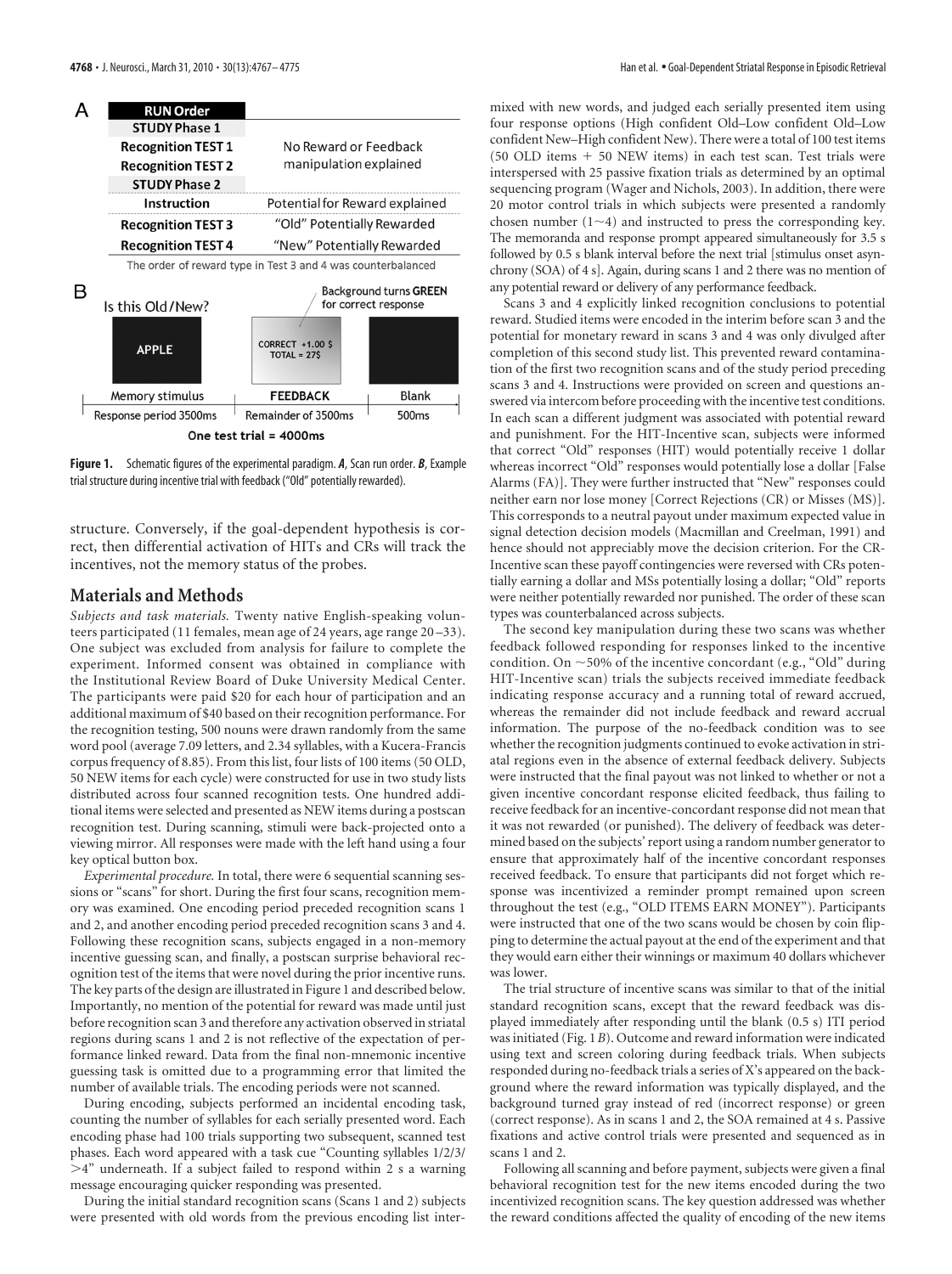A

RUN Order

STUDY Phase 1

Recognition TEST 1

Recognition TEST 2

No Reward or Feedback manipulation explained

STUDY Phase 2

Instruction — Potential for Reward explained

Recognition TEST 3 — "Old" Potentially Rewarded

Recognition TEST 4 — "New" Potentially Rewarded

The order of reward type in Test 3 and 4 was counterbalanced

B

Is this Old/New?

APPLE

Background turns GREEN for correct response

CORRECT +1.00 $
TOTAL = 27$

Memory stimulus — FEEDBACK — Blank

Response period 3500ms — Remainder of 3500ms — 500ms

One test trial = 4000ms

**Figure 1.** Schematic figures of the experimental paradigm. ***A***, Scan run order. ***B***, Example trial structure during incentive trial with feedback ("Old" potentially rewarded).

structure. Conversely, if the goal-dependent hypothesis is correct, then differential activation of HITs and CRs will track the incentives, not the memory status of the probes.

## Materials and Methods

*Subjects and task materials.* Twenty native English-speaking volunteers participated (11 females, mean age of 24 years, age range 20–33). One subject was excluded from analysis for failure to complete the experiment. Informed consent was obtained in compliance with the Institutional Review Board of Duke University Medical Center. The participants were paid $20 for each hour of participation and an additional maximum of $40 based on their recognition performance. For the recognition testing, 500 nouns were drawn randomly from the same word pool (average 7.09 letters, and 2.34 syllables, with a Kucera-Francis corpus frequency of 8.85). From this list, four lists of 100 items (50 OLD, 50 NEW items for each cycle) were constructed for use in two study lists distributed across four scanned recognition tests. One hundred additional items were selected and presented as NEW items during a postscan recognition test. During scanning, stimuli were back-projected onto a viewing mirror. All responses were made with the left hand using a four key optical button box.

*Experimental procedure.* In total, there were 6 sequential scanning sessions or "scans" for short. During the first four scans, recognition memory was examined. One encoding period preceded recognition scans 1 and 2, and another encoding period preceded recognition scans 3 and 4. Following these recognition scans, subjects engaged in a non-memory incentive guessing scan, and finally, a postscan surprise behavioral recognition test of the items that were novel during the prior incentive runs. The key parts of the design are illustrated in Figure 1 and described below. Importantly, no mention of the potential for reward was made until just before recognition scan 3 and therefore any activation observed in striatal regions during scans 1 and 2 is not reflective of the expectation of performance linked reward. Data from the final non-mnemonic incentive guessing task is omitted due to a programming error that limited the number of available trials. The encoding periods were not scanned.

During encoding, subjects performed an incidental encoding task, counting the number of syllables for each serially presented word. Each encoding phase had 100 trials supporting two subsequent, scanned test phases. Each word appeared with a task cue "Counting syllables 1/2/3/>4" underneath. If a subject failed to respond within 2 s a warning message encouraging quicker responding was presented.

During the initial standard recognition scans (Scans 1 and 2) subjects were presented with old words from the previous encoding list intermixed with new words, and judged each serially presented item using four response options (High confident Old–Low confident Old–Low confident New–High confident New). There were a total of 100 test items (50 OLD items + 50 NEW items) in each test scan. Test trials were interspersed with 25 passive fixation trials as determined by an optimal sequencing program (Wager and Nichols, 2003). In addition, there were 20 motor control trials in which subjects were presented a randomly chosen number (1~4) and instructed to press the corresponding key. The memoranda and response prompt appeared simultaneously for 3.5 s followed by 0.5 s blank interval before the next trial [stimulus onset asynchrony (SOA) of 4 s]. Again, during scans 1 and 2 there was no mention of any potential reward or delivery of any performance feedback.

Scans 3 and 4 explicitly linked recognition conclusions to potential reward. Studied items were encoded in the interim before scan 3 and the potential for monetary reward in scans 3 and 4 was only divulged after completion of this second study list. This prevented reward contamination of the first two recognition scans and of the study period preceding scans 3 and 4. Instructions were provided on screen and questions answered via intercom before proceeding with the incentive test conditions. In each scan a different judgment was associated with potential reward and punishment. For the HIT-Incentive scan, subjects were informed that correct "Old" responses (HIT) would potentially receive 1 dollar whereas incorrect "Old" responses would potentially lose a dollar [False Alarms (FA)]. They were further instructed that "New" responses could neither earn nor lose money [Correct Rejections (CR) or Misses (MS)]. This corresponds to a neutral payout under maximum expected value in signal detection decision models (Macmillan and Creelman, 1991) and hence should not appreciably move the decision criterion. For the CR-Incentive scan these payoff contingencies were reversed with CRs potentially earning a dollar and MSs potentially losing a dollar; "Old" reports were neither potentially rewarded nor punished. The order of these scan types was counterbalanced across subjects.

The second key manipulation during these two scans was whether feedback followed responding for responses linked to the incentive condition. On ~50% of the incentive concordant (e.g., "Old" during HIT-Incentive scan) trials the subjects received immediate feedback indicating response accuracy and a running total of reward accrued, whereas the remainder did not include feedback and reward accrual information. The purpose of the no-feedback condition was to see whether the recognition judgments continued to evoke activation in striatal regions even in the absence of external feedback delivery. Subjects were instructed that the final payout was not linked to whether or not a given incentive concordant response elicited feedback, thus failing to receive feedback for an incentive-concordant response did not mean that it was not rewarded (or punished). The delivery of feedback was determined based on the subjects' report using a random number generator to ensure that approximately half of the incentive concordant responses received feedback. To ensure that participants did not forget which response was incentivized a reminder prompt remained upon screen throughout the test (e.g., "OLD ITEMS EARN MONEY"). Participants were instructed that one of the two scans would be chosen by coin flipping to determine the actual payout at the end of the experiment and that they would earn either their winnings or maximum 40 dollars whichever was lower.

The trial structure of incentive scans was similar to that of the initial standard recognition scans, except that the reward feedback was displayed immediately after responding until the blank (0.5 s) ITI period was initiated (Fig. 1*B*). Outcome and reward information were indicated using text and screen coloring during feedback trials. When subjects responded during no-feedback trials a series of X's appeared on the background where the reward information was typically displayed, and the background turned gray instead of red (incorrect response) or green (correct response). As in scans 1 and 2, the SOA remained at 4 s. Passive fixations and active control trials were presented and sequenced as in scans 1 and 2.

Following all scanning and before payment, subjects were given a final behavioral recognition test for the new items encoded during the two incentivized recognition scans. The key question addressed was whether the reward conditions affected the quality of encoding of the new items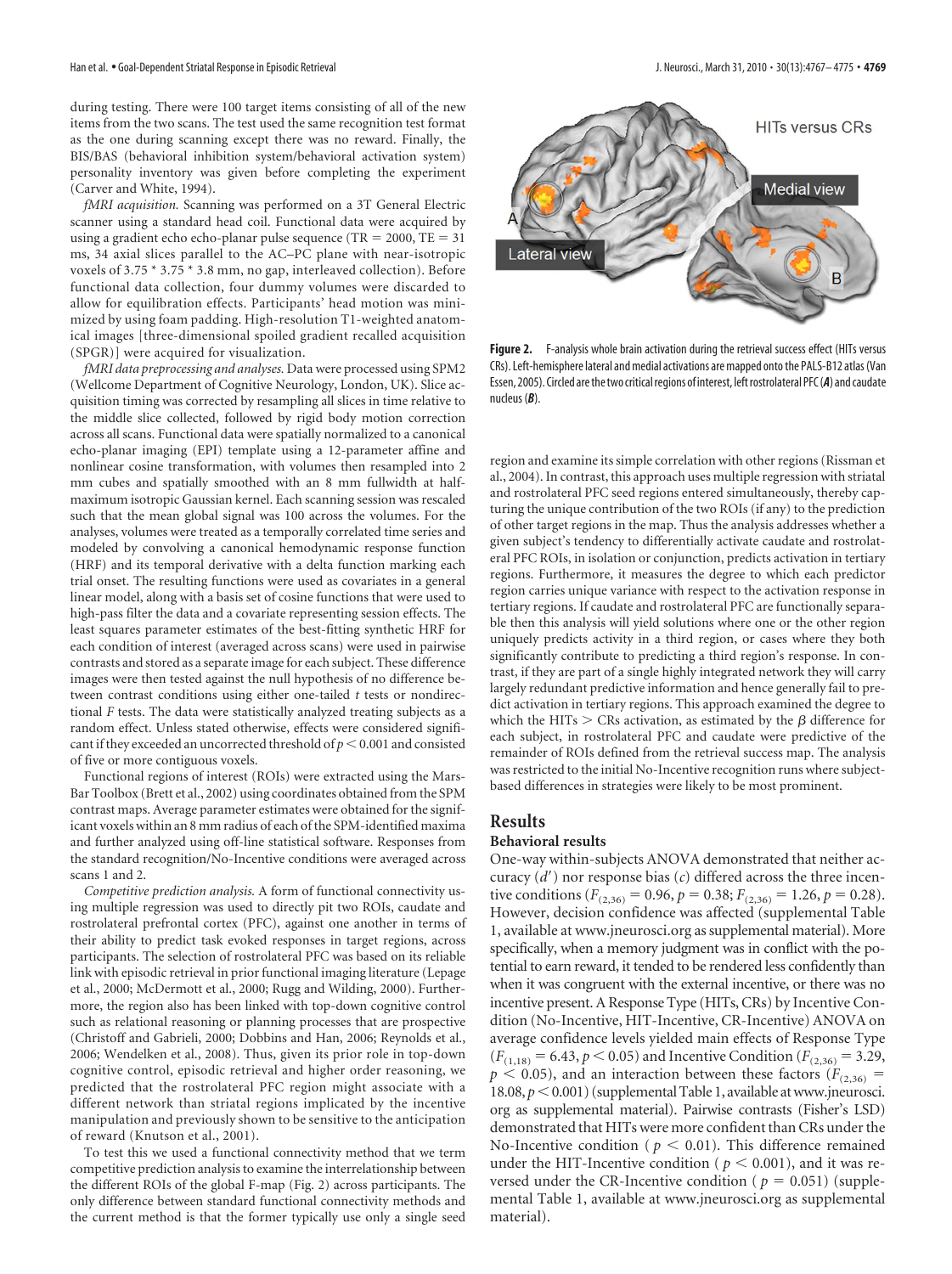during testing. There were 100 target items consisting of all of the new items from the two scans. The test used the same recognition test format as the one during scanning except there was no reward. Finally, the BIS/BAS (behavioral inhibition system/behavioral activation system) personality inventory was given before completing the experiment (Carver and White, 1994).

*fMRI acquisition.* Scanning was performed on a 3T General Electric scanner using a standard head coil. Functional data were acquired by using a gradient echo echo-planar pulse sequence (TR = 2000, TE = 31 ms, 34 axial slices parallel to the AC–PC plane with near-isotropic voxels of 3.75 * 3.75 * 3.8 mm, no gap, interleaved collection). Before functional data collection, four dummy volumes were discarded to allow for equilibration effects. Participants' head motion was minimized by using foam padding. High-resolution T1-weighted anatomical images [three-dimensional spoiled gradient recalled acquisition (SPGR)] were acquired for visualization.

*fMRI data preprocessing and analyses.* Data were processed using SPM2 (Wellcome Department of Cognitive Neurology, London, UK). Slice acquisition timing was corrected by resampling all slices in time relative to the middle slice collected, followed by rigid body motion correction across all scans. Functional data were spatially normalized to a canonical echo-planar imaging (EPI) template using a 12-parameter affine and nonlinear cosine transformation, with volumes then resampled into 2 mm cubes and spatially smoothed with an 8 mm fullwidth at half-maximum isotropic Gaussian kernel. Each scanning session was rescaled such that the mean global signal was 100 across the volumes. For the analyses, volumes were treated as a temporally correlated time series and modeled by convolving a canonical hemodynamic response function (HRF) and its temporal derivative with a delta function marking each trial onset. The resulting functions were used as covariates in a general linear model, along with a basis set of cosine functions that were used to high-pass filter the data and a covariate representing session effects. The least squares parameter estimates of the best-fitting synthetic HRF for each condition of interest (averaged across scans) were used in pairwise contrasts and stored as a separate image for each subject. These difference images were then tested against the null hypothesis of no difference between contrast conditions using either one-tailed *t* tests or nondirectional *F* tests. The data were statistically analyzed treating subjects as a random effect. Unless stated otherwise, effects were considered significant if they exceeded an uncorrected threshold of $p < 0.001$ and consisted of five or more contiguous voxels.

Functional regions of interest (ROIs) were extracted using the MarsBar Toolbox (Brett et al., 2002) using coordinates obtained from the SPM contrast maps. Average parameter estimates were obtained for the significant voxels within an 8 mm radius of each of the SPM-identified maxima and further analyzed using off-line statistical software. Responses from the standard recognition/No-Incentive conditions were averaged across scans 1 and 2.

*Competitive prediction analysis.* A form of functional connectivity using multiple regression was used to directly pit two ROIs, caudate and rostrolateral prefrontal cortex (PFC), against one another in terms of their ability to predict task evoked responses in target regions, across participants. The selection of rostrolateral PFC was based on its reliable link with episodic retrieval in prior functional imaging literature (Lepage et al., 2000; McDermott et al., 2000; Rugg and Wilding, 2000). Furthermore, the region also has been linked with top-down cognitive control such as relational reasoning or planning processes that are prospective (Christoff and Gabrieli, 2000; Dobbins and Han, 2006; Reynolds et al., 2006; Wendelken et al., 2008). Thus, given its prior role in top-down cognitive control, episodic retrieval and higher order reasoning, we predicted that the rostrolateral PFC region might associate with a different network than striatal regions implicated by the incentive manipulation and previously shown to be sensitive to the anticipation of reward (Knutson et al., 2001).

To test this we used a functional connectivity method that we term competitive prediction analysis to examine the interrelationship between the different ROIs of the global F-map (Fig. 2) across participants. The only difference between standard functional connectivity methods and the current method is that the former typically use only a single seed region and examine its simple correlation with other regions (Rissman et al., 2004). In contrast, this approach uses multiple regression with striatal and rostrolateral PFC seed regions entered simultaneously, thereby capturing the unique contribution of the two ROIs (if any) to the prediction of other target regions in the map. Thus the analysis addresses whether a given subject's tendency to differentially activate caudate and rostrolateral PFC ROIs, in isolation or conjunction, predicts activation in tertiary regions. Furthermore, it measures the degree to which each predictor region carries unique variance with respect to the activation response in tertiary regions. If caudate and rostrolateral PFC are functionally separable then this analysis will yield solutions where one or the other region uniquely predicts activity in a third region, or cases where they both significantly contribute to predicting a third region's response. In contrast, if they are part of a single highly integrated network they will carry largely redundant predictive information and hence generally fail to predict activation in tertiary regions. This approach examined the degree to which the HITs > CRs activation, as estimated by the β difference for each subject, in rostrolateral PFC and caudate were predictive of the remainder of ROIs defined from the retrieval success map. The analysis was restricted to the initial No-Incentive recognition runs where subject-based differences in strategies were likely to be most prominent.

**Figure 2.** F-analysis whole brain activation during the retrieval success effect (HITs versus CRs). Left-hemisphere lateral and medial activations are mapped onto the PALS-B12 atlas (Van Essen, 2005). Circled are the two critical regions of interest, left rostrolateral PFC (***A***) and caudate nucleus (***B***).

## Results

### Behavioral results

One-way within-subjects ANOVA demonstrated that neither accuracy ($d'$) nor response bias ($c$) differed across the three incentive conditions ($F_{(2,36)} = 0.96$, $p = 0.38$; $F_{(2,36)} = 1.26$, $p = 0.28$). However, decision confidence was affected (supplemental Table 1, available at www.jneurosci.org as supplemental material). More specifically, when a memory judgment was in conflict with the potential to earn reward, it tended to be rendered less confidently than when it was congruent with the external incentive, or there was no incentive present. A Response Type (HITs, CRs) by Incentive Condition (No-Incentive, HIT-Incentive, CR-Incentive) ANOVA on average confidence levels yielded main effects of Response Type ($F_{(1,18)} = 6.43$, $p < 0.05$) and Incentive Condition ($F_{(2,36)} = 3.29$, $p < 0.05$), and an interaction between these factors ($F_{(2,36)} = 18.08$, $p < 0.001$) (supplemental Table 1, available at www.jneurosci.org as supplemental material). Pairwise contrasts (Fisher's LSD) demonstrated that HITs were more confident than CRs under the No-Incentive condition ($p < 0.01$). This difference remained under the HIT-Incentive condition ($p < 0.001$), and it was reversed under the CR-Incentive condition ($p = 0.051$) (supplemental Table 1, available at www.jneurosci.org as supplemental material).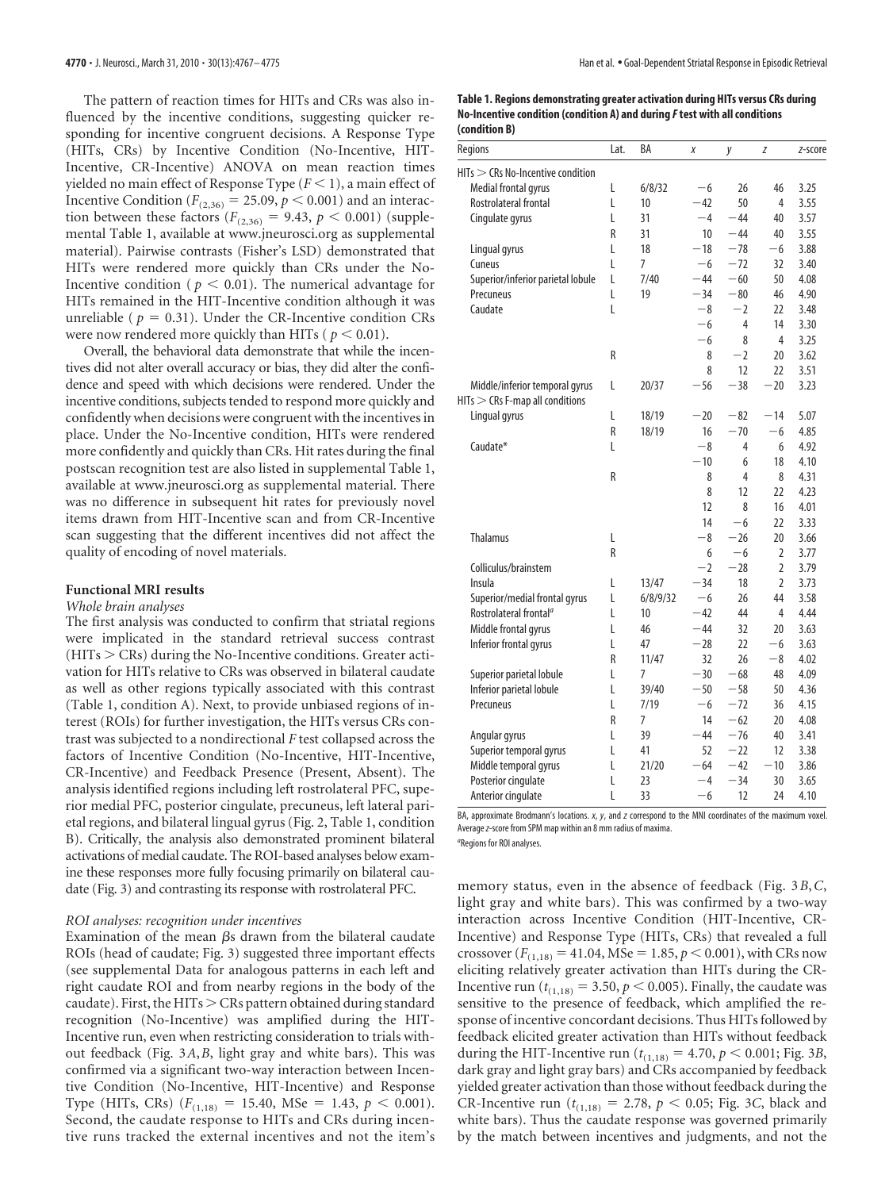The pattern of reaction times for HITs and CRs was also influenced by the incentive conditions, suggesting quicker responding for incentive congruent decisions. A Response Type (HITs, CRs) by Incentive Condition (No-Incentive, HIT-Incentive, CR-Incentive) ANOVA on mean reaction times yielded no main effect of Response Type ($F < 1$), a main effect of Incentive Condition ($F_{(2,36)} = 25.09, p < 0.001$) and an interaction between these factors ($F_{(2,36)} = 9.43, p < 0.001$) (supplemental Table 1, available at www.jneurosci.org as supplemental material). Pairwise contrasts (Fisher's LSD) demonstrated that HITs were rendered more quickly than CRs under the No-Incentive condition ($p < 0.01$). The numerical advantage for HITs remained in the HIT-Incentive condition although it was unreliable ($p = 0.31$). Under the CR-Incentive condition CRs were now rendered more quickly than HITs ($p < 0.01$).

Overall, the behavioral data demonstrate that while the incentives did not alter overall accuracy or bias, they did alter the confidence and speed with which decisions were rendered. Under the incentive conditions, subjects tended to respond more quickly and confidently when decisions were congruent with the incentives in place. Under the No-Incentive condition, HITs were rendered more confidently and quickly than CRs. Hit rates during the final postscan recognition test are also listed in supplemental Table 1, available at www.jneurosci.org as supplemental material. There was no difference in subsequent hit rates for previously novel items drawn from HIT-Incentive scan and from CR-Incentive scan suggesting that the different incentives did not affect the quality of encoding of novel materials.

## Functional MRI results

### *Whole brain analyses*

The first analysis was conducted to confirm that striatal regions were implicated in the standard retrieval success contrast (HITs > CRs) during the No-Incentive conditions. Greater activation for HITs relative to CRs was observed in bilateral caudate as well as other regions typically associated with this contrast (Table 1, condition A). Next, to provide unbiased regions of interest (ROIs) for further investigation, the HITs versus CRs contrast was subjected to a nondirectional *F* test collapsed across the factors of Incentive Condition (No-Incentive, HIT-Incentive, CR-Incentive) and Feedback Presence (Present, Absent). The analysis identified regions including left rostrolateral PFC, superior medial PFC, posterior cingulate, precuneus, left lateral parietal regions, and bilateral lingual gyrus (Fig. 2, Table 1, condition B). Critically, the analysis also demonstrated prominent bilateral activations of medial caudate. The ROI-based analyses below examine these responses more fully focusing primarily on bilateral caudate (Fig. 3) and contrasting its response with rostrolateral PFC.

### *ROI analyses: recognition under incentives*

Examination of the mean βs drawn from the bilateral caudate ROIs (head of caudate; Fig. 3) suggested three important effects (see supplemental Data for analogous patterns in each left and right caudate ROI and from nearby regions in the body of the caudate). First, the HITs > CRs pattern obtained during standard recognition (No-Incentive) was amplified during the HIT-Incentive run, even when restricting consideration to trials without feedback (Fig. 3*A*,*B*, light gray and white bars). This was confirmed via a significant two-way interaction between Incentive Condition (No-Incentive, HIT-Incentive) and Response Type (HITs, CRs) ($F_{(1,18)} = 15.40$, MSe $= 1.43$, $p < 0.001$). Second, the caudate response to HITs and CRs during incentive runs tracked the external incentives and not the item's memory status, even in the absence of feedback (Fig. 3*B*,*C*, light gray and white bars). This was confirmed by a two-way interaction across Incentive Condition (HIT-Incentive, CR-Incentive) and Response Type (HITs, CRs) that revealed a full crossover ($F_{(1,18)} = 41.04$, MSe $= 1.85$, $p < 0.001$), with CRs now eliciting relatively greater activation than HITs during the CR-Incentive run ($t_{(1,18)} = 3.50$, $p < 0.005$). Finally, the caudate was sensitive to the presence of feedback, which amplified the response of incentive concordant decisions. Thus HITs followed by feedback elicited greater activation than HITs without feedback during the HIT-Incentive run ($t_{(1,18)} = 4.70$, $p < 0.001$; Fig. 3*B*, dark gray and light gray bars) and CRs accompanied by feedback yielded greater activation than those without feedback during the CR-Incentive run ($t_{(1,18)} = 2.78$, $p < 0.05$; Fig. 3*C*, black and white bars). Thus the caudate response was governed primarily by the match between incentives and judgments, and not the

**Table 1. Regions demonstrating greater activation during HITs versus CRs during No-Incentive condition (condition A) and during *F* test with all conditions (condition B)**

| Regions | Lat. | BA | *x* | *y* | *z* | *z*-score |
|---|---|---|---|---|---|---|
| HITs > CRs No-Incentive condition | | | | | | |
| Medial frontal gyrus | L | 6/8/32 | −6 | 26 | 46 | 3.25 |
| Rostrolateral frontal | L | 10 | −42 | 50 | 4 | 3.55 |
| Cingulate gyrus | L | 31 | −4 | −44 | 40 | 3.57 |
| | R | 31 | 10 | −44 | 40 | 3.55 |
| Lingual gyrus | L | 18 | −18 | −78 | −6 | 3.88 |
| Cuneus | L | 7 | −6 | −72 | 32 | 3.40 |
| Superior/inferior parietal lobule | L | 7/40 | −44 | −60 | 50 | 4.08 |
| Precuneus | L | 19 | −34 | −80 | 46 | 4.90 |
| Caudate | L | | −8 | −2 | 22 | 3.48 |
| | | | −6 | 4 | 14 | 3.30 |
| | | | −6 | 8 | 4 | 3.25 |
| | R | | 8 | −2 | 20 | 3.62 |
| | | | 8 | 12 | 22 | 3.51 |
| Middle/inferior temporal gyrus | L | 20/37 | −56 | −38 | −20 | 3.23 |
| HITs > CRs F-map all conditions | | | | | | |
| Lingual gyrus | L | 18/19 | −20 | −82 | −14 | 5.07 |
| | R | 18/19 | 16 | −70 | −6 | 4.85 |
| Caudate* | L | | −8 | 4 | 6 | 4.92 |
| | | | −10 | 6 | 18 | 4.10 |
| | R | | 8 | 4 | 8 | 4.31 |
| | | | 8 | 12 | 22 | 4.23 |
| | | | 12 | 8 | 16 | 4.01 |
| | | | 14 | −6 | 22 | 3.33 |
| Thalamus | L | | −8 | −26 | 20 | 3.66 |
| | R | | 6 | −6 | 2 | 3.77 |
| Colliculus/brainstem | | | −2 | −28 | 2 | 3.79 |
| Insula | L | 13/47 | −34 | 18 | 2 | 3.73 |
| Superior/medial frontal gyrus | L | 6/8/9/32 | −6 | 26 | 44 | 3.58 |
| Rostrolateral frontal[a] | L | 10 | −42 | 44 | 4 | 4.44 |
| Middle frontal gyrus | L | 46 | −44 | 32 | 20 | 3.63 |
| Inferior frontal gyrus | L | 47 | −28 | 22 | −6 | 3.63 |
| | R | 11/47 | 32 | 26 | −8 | 4.02 |
| Superior parietal lobule | L | 7 | −30 | −68 | 48 | 4.09 |
| Inferior parietal lobule | L | 39/40 | −50 | −58 | 50 | 4.36 |
| Precuneus | L | 7/19 | −6 | −72 | 36 | 4.15 |
| | R | 7 | 14 | −62 | 20 | 4.08 |
| Angular gyrus | L | 39 | −44 | −76 | 40 | 3.41 |
| Superior temporal gyrus | L | 41 | 52 | −22 | 12 | 3.38 |
| Middle temporal gyrus | L | 21/20 | −64 | −42 | −10 | 3.86 |
| Posterior cingulate | L | 23 | −4 | −34 | 30 | 3.65 |
| Anterior cingulate | L | 33 | −6 | 12 | 24 | 4.10 |

BA, approximate Brodmann's locations. *x*, *y*, and *z* correspond to the MNI coordinates of the maximum voxel. Average *z*-score from SPM map within an 8 mm radius of maxima.

[a]Regions for ROI analyses.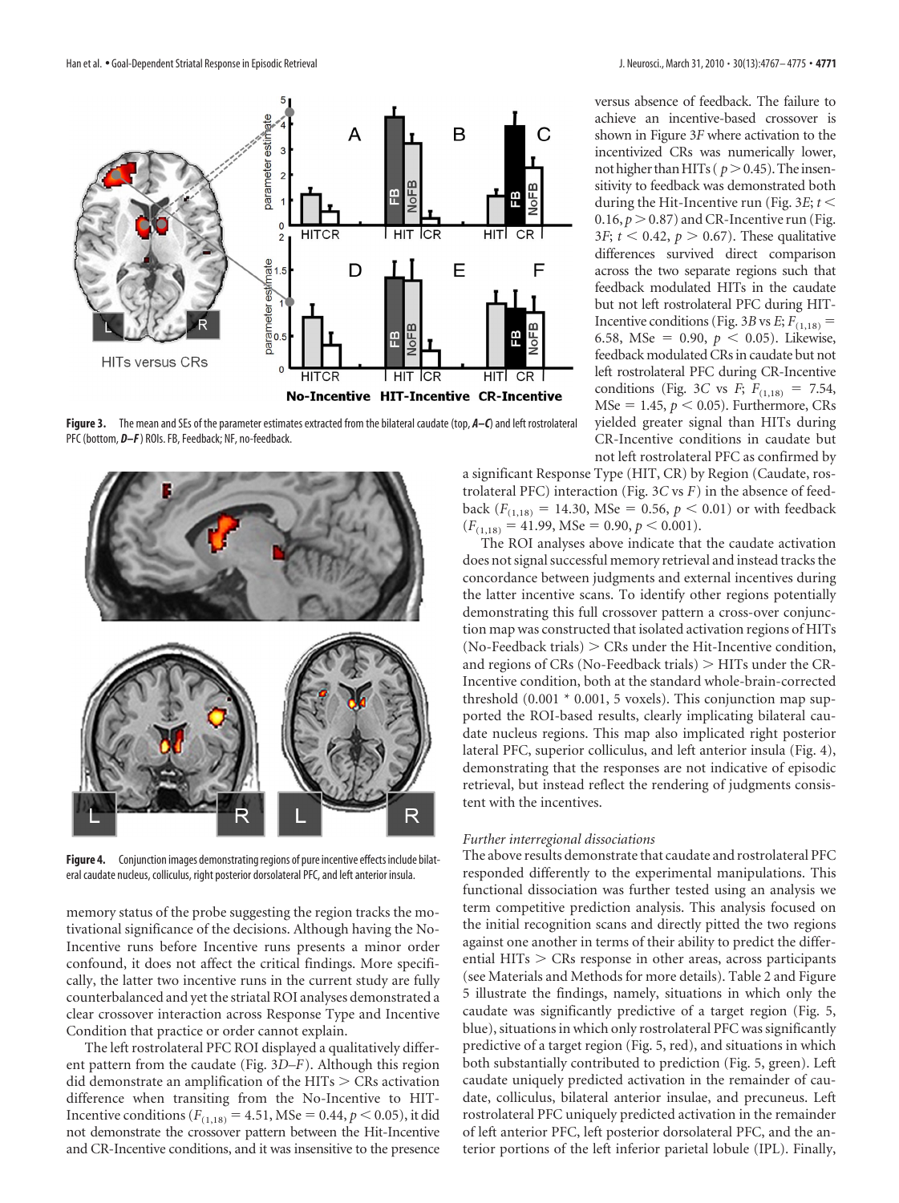versus absence of feedback. The failure to achieve an incentive-based crossover is shown in Figure 3*F* where activation to the incentivized CRs was numerically lower, not higher than HITs ($p > 0.45$). The insensitivity to feedback was demonstrated both during the Hit-Incentive run (Fig. 3*E*; $t < 0.16$, $p > 0.87$) and CR-Incentive run (Fig. 3*F*; $t < 0.42$, $p > 0.67$). These qualitative differences survived direct comparison across the two separate regions such that feedback modulated HITs in the caudate but not left rostrolateral PFC during HIT-Incentive conditions (Fig. 3*B* vs *E*; $F_{(1,18)} = 6.58$, MSe = 0.90, $p < 0.05$). Likewise, feedback modulated CRs in caudate but not left rostrolateral PFC during CR-Incentive conditions (Fig. 3*C* vs *F*; $F_{(1,18)} = 7.54$, MSe = 1.45, $p < 0.05$). Furthermore, CRs yielded greater signal than HITs during CR-Incentive conditions in caudate but not left rostrolateral PFC as confirmed by a significant Response Type (HIT, CR) by Region (Caudate, rostrolateral PFC) interaction (Fig. 3*C* vs *F*) in the absence of feedback ($F_{(1,18)} = 14.30$, MSe = 0.56, $p < 0.01$) or with feedback ($F_{(1,18)} = 41.99$, MSe = 0.90, $p < 0.001$).

The ROI analyses above indicate that the caudate activation does not signal successful memory retrieval and instead tracks the concordance between judgments and external incentives during the latter incentive scans. To identify other regions potentially demonstrating this full crossover pattern a cross-over conjunction map was constructed that isolated activation regions of HITs (No-Feedback trials) > CRs under the Hit-Incentive condition, and regions of CRs (No-Feedback trials) > HITs under the CR-Incentive condition, both at the standard whole-brain-corrected threshold (0.001 * 0.001, 5 voxels). This conjunction map supported the ROI-based results, clearly implicating bilateral caudate nucleus regions. This map also implicated right posterior lateral PFC, superior colliculus, and left anterior insula (Fig. 4), demonstrating that the responses are not indicative of episodic retrieval, but instead reflect the rendering of judgments consistent with the incentives.

**Figure 3.** The mean and SEs of the parameter estimates extracted from the bilateral caudate (top, ***A–C***) and left rostrolateral PFC (bottom, ***D–F***) ROIs. FB, Feedback; NF, no-feedback.

**Figure 4.** Conjunction images demonstrating regions of pure incentive effects include bilateral caudate nucleus, colliculus, right posterior dorsolateral PFC, and left anterior insula.

memory status of the probe suggesting the region tracks the motivational significance of the decisions. Although having the No-Incentive runs before Incentive runs presents a minor order confound, it does not affect the critical findings. More specifically, the latter two incentive runs in the current study are fully counterbalanced and yet the striatal ROI analyses demonstrated a clear crossover interaction across Response Type and Incentive Condition that practice or order cannot explain.

The left rostrolateral PFC ROI displayed a qualitatively different pattern from the caudate (Fig. 3*D–F*). Although this region did demonstrate an amplification of the HITs > CRs activation difference when transiting from the No-Incentive to HIT-Incentive conditions ($F_{(1,18)} = 4.51$, MSe = 0.44, $p < 0.05$), it did not demonstrate the crossover pattern between the Hit-Incentive and CR-Incentive conditions, and it was insensitive to the presence

### *Further interregional dissociations*

The above results demonstrate that caudate and rostrolateral PFC responded differently to the experimental manipulations. This functional dissociation was further tested using an analysis we term competitive prediction analysis. This analysis focused on the initial recognition scans and directly pitted the two regions against one another in terms of their ability to predict the differential HITs > CRs response in other areas, across participants (see Materials and Methods for more details). Table 2 and Figure 5 illustrate the findings, namely, situations in which only the caudate was significantly predictive of a target region (Fig. 5, blue), situations in which only rostrolateral PFC was significantly predictive of a target region (Fig. 5, red), and situations in which both substantially contributed to prediction (Fig. 5, green). Left caudate uniquely predicted activation in the remainder of caudate, colliculus, bilateral anterior insulae, and precuneus. Left rostrolateral PFC uniquely predicted activation in the remainder of left anterior PFC, left posterior dorsolateral PFC, and the anterior portions of the left inferior parietal lobule (IPL). Finally,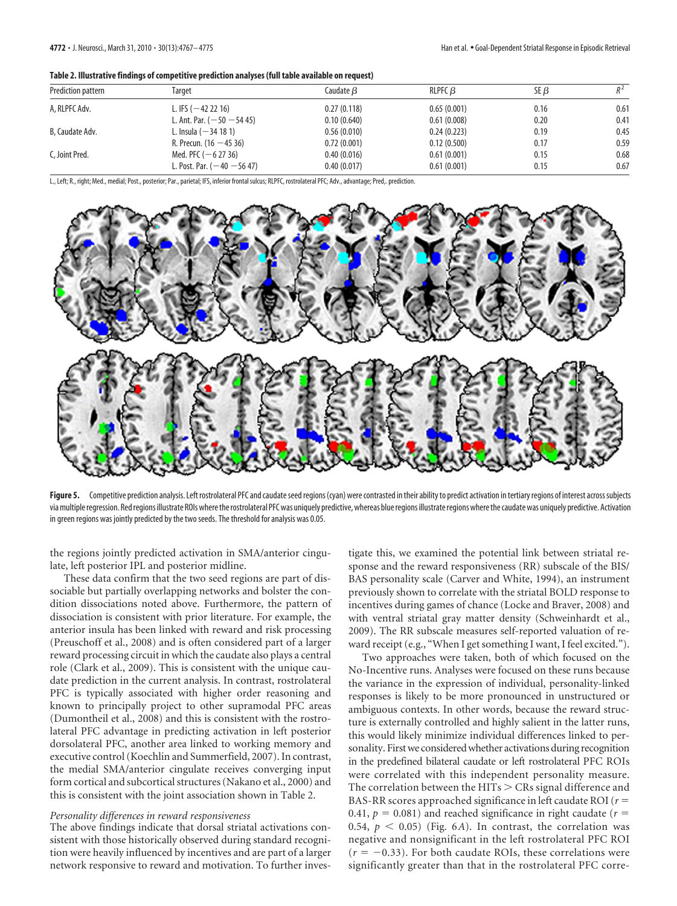**Table 2. Illustrative findings of competitive prediction analyses (full table available on request)**

| Prediction pattern | Target | Caudate $\beta$ | RLPFC $\beta$ | SE $\beta$ | $R^2$ |
|---|---|---|---|---|---|
| A, RLPFC Adv. | L. IFS (−42 22 16) | 0.27 (0.118) | 0.65 (0.001) | 0.16 | 0.61 |
| | L. Ant. Par. (−50 −54 45) | 0.10 (0.640) | 0.61 (0.008) | 0.20 | 0.41 |
| B, Caudate Adv. | L. Insula (−34 18 1) | 0.56 (0.010) | 0.24 (0.223) | 0.19 | 0.45 |
| | R. Precun. (16 −45 36) | 0.72 (0.001) | 0.12 (0.500) | 0.17 | 0.59 |
| C, Joint Pred. | Med. PFC (−6 27 36) | 0.40 (0.016) | 0.61 (0.001) | 0.15 | 0.68 |
| | L. Post. Par. (−40 −56 47) | 0.40 (0.017) | 0.61 (0.001) | 0.15 | 0.67 |

L., Left; R., right; Med., medial; Post., posterior; Par., parietal; IFS, inferior frontal sulcus; RLPFC, rostrolateral PFC; Adv., advantage; Pred,. prediction.

**Figure 5.** Competitive prediction analysis. Left rostrolateral PFC and caudate seed regions (cyan) were contrasted in their ability to predict activation in tertiary regions of interest across subjects via multiple regression. Red regions illustrate ROIs where the rostrolateral PFC was uniquely predictive, whereas blue regions illustrate regions where the caudate was uniquely predictive. Activation in green regions was jointly predicted by the two seeds. The threshold for analysis was 0.05.

the regions jointly predicted activation in SMA/anterior cingulate, left posterior IPL and posterior midline.

These data confirm that the two seed regions are part of dissociable but partially overlapping networks and bolster the condition dissociations noted above. Furthermore, the pattern of dissociation is consistent with prior literature. For example, the anterior insula has been linked with reward and risk processing (Preuschoff et al., 2008) and is often considered part of a larger reward processing circuit in which the caudate also plays a central role (Clark et al., 2009). This is consistent with the unique caudate prediction in the current analysis. In contrast, rostrolateral PFC is typically associated with higher order reasoning and known to principally project to other supramodal PFC areas (Dumontheil et al., 2008) and this is consistent with the rostrolateral PFC advantage in predicting activation in left posterior dorsolateral PFC, another area linked to working memory and executive control (Koechlin and Summerfield, 2007). In contrast, the medial SMA/anterior cingulate receives converging input form cortical and subcortical structures (Nakano et al., 2000) and this is consistent with the joint association shown in Table 2.

### *Personality differences in reward responsiveness*

The above findings indicate that dorsal striatal activations consistent with those historically observed during standard recognition were heavily influenced by incentives and are part of a larger network responsive to reward and motivation. To further investigate this, we examined the potential link between striatal response and the reward responsiveness (RR) subscale of the BIS/BAS personality scale (Carver and White, 1994), an instrument previously shown to correlate with the striatal BOLD response to incentives during games of chance (Locke and Braver, 2008) and with ventral striatal gray matter density (Schweinhardt et al., 2009). The RR subscale measures self-reported valuation of reward receipt (e.g., "When I get something I want, I feel excited.").

Two approaches were taken, both of which focused on the No-Incentive runs. Analyses were focused on these runs because the variance in the expression of individual, personality-linked responses is likely to be more pronounced in unstructured or ambiguous contexts. In other words, because the reward structure is externally controlled and highly salient in the latter runs, this would likely minimize individual differences linked to personality. First we considered whether activations during recognition in the predefined bilateral caudate or left rostrolateral PFC ROIs were correlated with this independent personality measure. The correlation between the HITs > CRs signal difference and BAS-RR scores approached significance in left caudate ROI ($r = 0.41$, $p = 0.081$) and reached significance in right caudate ($r = 0.54$, $p < 0.05$) (Fig. 6*A*). In contrast, the correlation was negative and nonsignificant in the left rostrolateral PFC ROI ($r = -0.33$). For both caudate ROIs, these correlations were significantly greater than that in the rostrolateral PFC corre-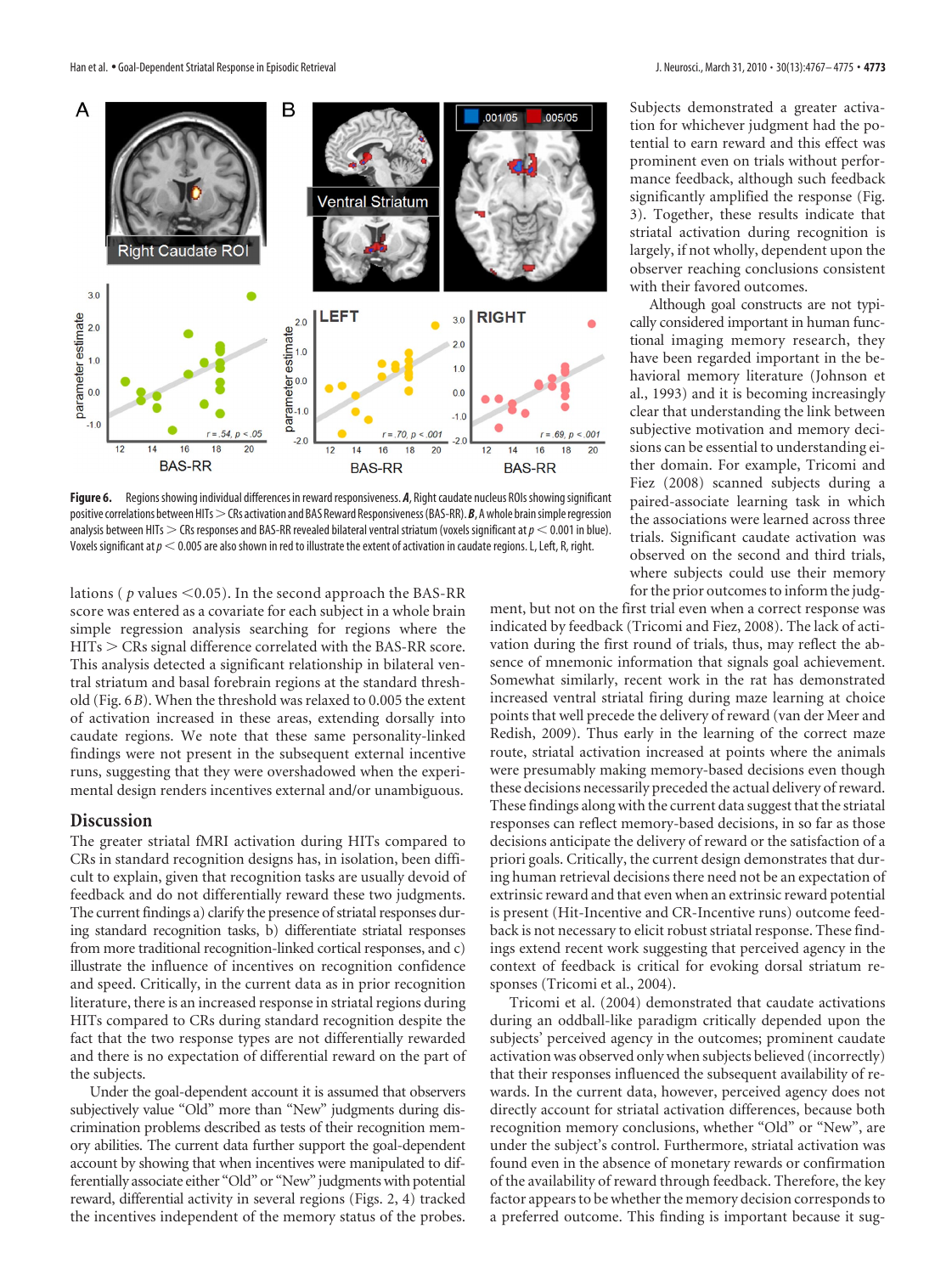**Figure 6.** Regions showing individual differences in reward responsiveness. ***A***, Right caudate nucleus ROIs showing significant positive correlations between HITs > CRs activation and BAS Reward Responsiveness (BAS-RR). ***B***, A whole brain simple regression analysis between HITs > CRs responses and BAS-RR revealed bilateral ventral striatum (voxels significant at $p < 0.001$ in blue). Voxels significant at $p < 0.005$ are also shown in red to illustrate the extent of activation in caudate regions. L, Left, R, right.

lations ( $p$ values <0.05). In the second approach the BAS-RR score was entered as a covariate for each subject in a whole brain simple regression analysis searching for regions where the HITs > CRs signal difference correlated with the BAS-RR score. This analysis detected a significant relationship in bilateral ventral striatum and basal forebrain regions at the standard threshold (Fig. 6*B*). When the threshold was relaxed to 0.005 the extent of activation increased in these areas, extending dorsally into caudate regions. We note that these same personality-linked findings were not present in the subsequent external incentive runs, suggesting that they were overshadowed when the experimental design renders incentives external and/or unambiguous.

## Discussion

The greater striatal fMRI activation during HITs compared to CRs in standard recognition designs has, in isolation, been difficult to explain, given that recognition tasks are usually devoid of feedback and do not differentially reward these two judgments. The current findings a) clarify the presence of striatal responses during standard recognition tasks, b) differentiate striatal responses from more traditional recognition-linked cortical responses, and c) illustrate the influence of incentives on recognition confidence and speed. Critically, in the current data as in prior recognition literature, there is an increased response in striatal regions during HITs compared to CRs during standard recognition despite the fact that the two response types are not differentially rewarded and there is no expectation of differential reward on the part of the subjects.

Under the goal-dependent account it is assumed that observers subjectively value "Old" more than "New" judgments during discrimination problems described as tests of their recognition memory abilities. The current data further support the goal-dependent account by showing that when incentives were manipulated to differentially associate either "Old" or "New" judgments with potential reward, differential activity in several regions (Figs. 2, 4) tracked the incentives independent of the memory status of the probes. Subjects demonstrated a greater activation for whichever judgment had the potential to earn reward and this effect was prominent even on trials without performance feedback, although such feedback significantly amplified the response (Fig. 3). Together, these results indicate that striatal activation during recognition is largely, if not wholly, dependent upon the observer reaching conclusions consistent with their favored outcomes.

Although goal constructs are not typically considered important in human functional imaging memory research, they have been regarded important in the behavioral memory literature (Johnson et al., 1993) and it is becoming increasingly clear that understanding the link between subjective motivation and memory decisions can be essential to understanding either domain. For example, Tricomi and Fiez (2008) scanned subjects during a paired-associate learning task in which the associations were learned across three trials. Significant caudate activation was observed on the second and third trials, where subjects could use their memory for the prior outcomes to inform the judgment, but not on the first trial even when a correct response was indicated by feedback (Tricomi and Fiez, 2008). The lack of activation during the first round of trials, thus, may reflect the absence of mnemonic information that signals goal achievement. Somewhat similarly, recent work in the rat has demonstrated increased ventral striatal firing during maze learning at choice points that well precede the delivery of reward (van der Meer and Redish, 2009). Thus early in the learning of the correct maze route, striatal activation increased at points where the animals were presumably making memory-based decisions even though these decisions necessarily preceded the actual delivery of reward. These findings along with the current data suggest that the striatal responses can reflect memory-based decisions, in so far as those decisions anticipate the delivery of reward or the satisfaction of a priori goals. Critically, the current design demonstrates that during human retrieval decisions there need not be an expectation of extrinsic reward and that even when an extrinsic reward potential is present (Hit-Incentive and CR-Incentive runs) outcome feedback is not necessary to elicit robust striatal response. These findings extend recent work suggesting that perceived agency in the context of feedback is critical for evoking dorsal striatum responses (Tricomi et al., 2004).

Tricomi et al. (2004) demonstrated that caudate activations during an oddball-like paradigm critically depended upon the subjects' perceived agency in the outcomes; prominent caudate activation was observed only when subjects believed (incorrectly) that their responses influenced the subsequent availability of rewards. In the current data, however, perceived agency does not directly account for striatal activation differences, because both recognition memory conclusions, whether "Old" or "New", are under the subject's control. Furthermore, striatal activation was found even in the absence of monetary rewards or confirmation of the availability of reward through feedback. Therefore, the key factor appears to be whether the memory decision corresponds to a preferred outcome. This finding is important because it sug-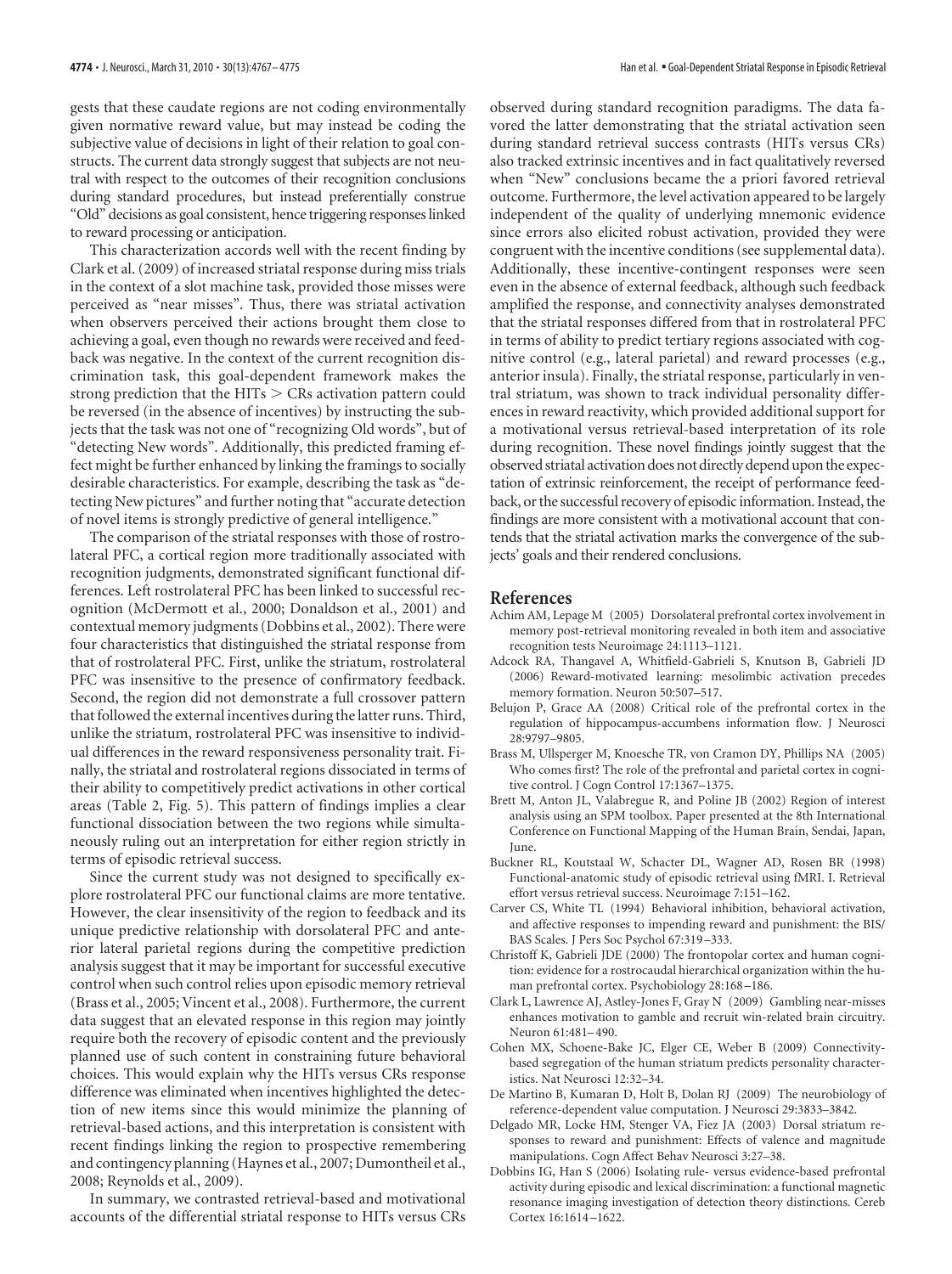gests that these caudate regions are not coding environmentally given normative reward value, but may instead be coding the subjective value of decisions in light of their relation to goal constructs. The current data strongly suggest that subjects are not neutral with respect to the outcomes of their recognition conclusions during standard procedures, but instead preferentially construe "Old" decisions as goal consistent, hence triggering responses linked to reward processing or anticipation.

This characterization accords well with the recent finding by Clark et al. (2009) of increased striatal response during miss trials in the context of a slot machine task, provided those misses were perceived as "near misses". Thus, there was striatal activation when observers perceived their actions brought them close to achieving a goal, even though no rewards were received and feedback was negative. In the context of the current recognition discrimination task, this goal-dependent framework makes the strong prediction that the HITs > CRs activation pattern could be reversed (in the absence of incentives) by instructing the subjects that the task was not one of "recognizing Old words", but of "detecting New words". Additionally, this predicted framing effect might be further enhanced by linking the framings to socially desirable characteristics. For example, describing the task as "detecting New pictures" and further noting that "accurate detection of novel items is strongly predictive of general intelligence."

The comparison of the striatal responses with those of rostrolateral PFC, a cortical region more traditionally associated with recognition judgments, demonstrated significant functional differences. Left rostrolateral PFC has been linked to successful recognition (McDermott et al., 2000; Donaldson et al., 2001) and contextual memory judgments (Dobbins et al., 2002). There were four characteristics that distinguished the striatal response from that of rostrolateral PFC. First, unlike the striatum, rostrolateral PFC was insensitive to the presence of confirmatory feedback. Second, the region did not demonstrate a full crossover pattern that followed the external incentives during the latter runs. Third, unlike the striatum, rostrolateral PFC was insensitive to individual differences in the reward responsiveness personality trait. Finally, the striatal and rostrolateral regions dissociated in terms of their ability to competitively predict activations in other cortical areas (Table 2, Fig. 5). This pattern of findings implies a clear functional dissociation between the two regions while simultaneously ruling out an interpretation for either region strictly in terms of episodic retrieval success.

Since the current study was not designed to specifically explore rostrolateral PFC our functional claims are more tentative. However, the clear insensitivity of the region to feedback and its unique predictive relationship with dorsolateral PFC and anterior lateral parietal regions during the competitive prediction analysis suggest that it may be important for successful executive control when such control relies upon episodic memory retrieval (Brass et al., 2005; Vincent et al., 2008). Furthermore, the current data suggest that an elevated response in this region may jointly require both the recovery of episodic content and the previously planned use of such content in constraining future behavioral choices. This would explain why the HITs versus CRs response difference was eliminated when incentives highlighted the detection of new items since this would minimize the planning of retrieval-based actions, and this interpretation is consistent with recent findings linking the region to prospective remembering and contingency planning (Haynes et al., 2007; Dumontheil et al., 2008; Reynolds et al., 2009).

In summary, we contrasted retrieval-based and motivational accounts of the differential striatal response to HITs versus CRs observed during standard recognition paradigms. The data favored the latter demonstrating that the striatal activation seen during standard retrieval success contrasts (HITs versus CRs) also tracked extrinsic incentives and in fact qualitatively reversed when "New" conclusions became the a priori favored retrieval outcome. Furthermore, the level activation appeared to be largely independent of the quality of underlying mnemonic evidence since errors also elicited robust activation, provided they were congruent with the incentive conditions (see supplemental data). Additionally, these incentive-contingent responses were seen even in the absence of external feedback, although such feedback amplified the response, and connectivity analyses demonstrated that the striatal responses differed from that in rostrolateral PFC in terms of ability to predict tertiary regions associated with cognitive control (e.g., lateral parietal) and reward processes (e.g., anterior insula). Finally, the striatal response, particularly in ventral striatum, was shown to track individual personality differences in reward reactivity, which provided additional support for a motivational versus retrieval-based interpretation of its role during recognition. These novel findings jointly suggest that the observed striatal activation does not directly depend upon the expectation of extrinsic reinforcement, the receipt of performance feedback, or the successful recovery of episodic information. Instead, the findings are more consistent with a motivational account that contends that the striatal activation marks the convergence of the subjects' goals and their rendered conclusions.

## References

Achim AM, Lepage M (2005) Dorsolateral prefrontal cortex involvement in memory post-retrieval monitoring revealed in both item and associative recognition tests Neuroimage 24:1113–1121.

Adcock RA, Thangavel A, Whitfield-Gabrieli S, Knutson B, Gabrieli JD (2006) Reward-motivated learning: mesolimbic activation precedes memory formation. Neuron 50:507–517.

Belujon P, Grace AA (2008) Critical role of the prefrontal cortex in the regulation of hippocampus-accumbens information flow. J Neurosci 28:9797–9805.

Brass M, Ullsperger M, Knoesche TR, von Cramon DY, Phillips NA (2005) Who comes first? The role of the prefrontal and parietal cortex in cognitive control. J Cogn Control 17:1367–1375.

Brett M, Anton JL, Valabregue R, and Poline JB (2002) Region of interest analysis using an SPM toolbox. Paper presented at the 8th International Conference on Functional Mapping of the Human Brain, Sendai, Japan, June.

Buckner RL, Koutstaal W, Schacter DL, Wagner AD, Rosen BR (1998) Functional-anatomic study of episodic retrieval using fMRI. I. Retrieval effort versus retrieval success. Neuroimage 7:151–162.

Carver CS, White TL (1994) Behavioral inhibition, behavioral activation, and affective responses to impending reward and punishment: the BIS/BAS Scales. J Pers Soc Psychol 67:319–333.

Christoff K, Gabrieli JDE (2000) The frontopolar cortex and human cognition: evidence for a rostrocaudal hierarchical organization within the human prefrontal cortex. Psychobiology 28:168–186.

Clark L, Lawrence AJ, Astley-Jones F, Gray N (2009) Gambling near-misses enhances motivation to gamble and recruit win-related brain circuitry. Neuron 61:481–490.

Cohen MX, Schoene-Bake JC, Elger CE, Weber B (2009) Connectivity-based segregation of the human striatum predicts personality characteristics. Nat Neurosci 12:32–34.

De Martino B, Kumaran D, Holt B, Dolan RJ (2009) The neurobiology of reference-dependent value computation. J Neurosci 29:3833–3842.

Delgado MR, Locke HM, Stenger VA, Fiez JA (2003) Dorsal striatum responses to reward and punishment: Effects of valence and magnitude manipulations. Cogn Affect Behav Neurosci 3:27–38.

Dobbins IG, Han S (2006) Isolating rule- versus evidence-based prefrontal activity during episodic and lexical discrimination: a functional magnetic resonance imaging investigation of detection theory distinctions. Cereb Cortex 16:1614–1622.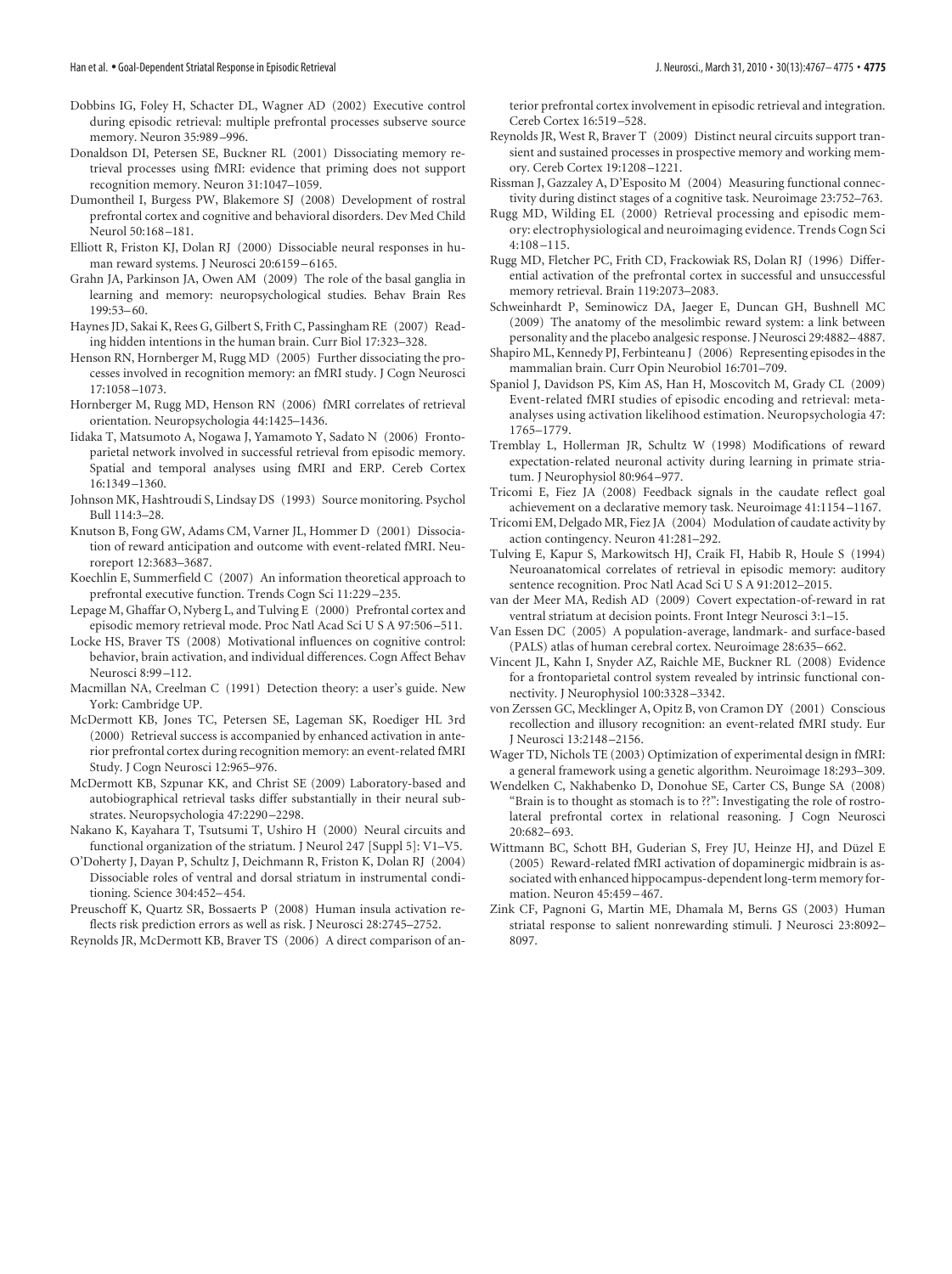Dobbins IG, Foley H, Schacter DL, Wagner AD (2002) Executive control during episodic retrieval: multiple prefrontal processes subserve source memory. Neuron 35:989–996.

Donaldson DI, Petersen SE, Buckner RL (2001) Dissociating memory retrieval processes using fMRI: evidence that priming does not support recognition memory. Neuron 31:1047–1059.

Dumontheil I, Burgess PW, Blakemore SJ (2008) Development of rostral prefrontal cortex and cognitive and behavioral disorders. Dev Med Child Neurol 50:168–181.

Elliott R, Friston KJ, Dolan RJ (2000) Dissociable neural responses in human reward systems. J Neurosci 20:6159–6165.

Grahn JA, Parkinson JA, Owen AM (2009) The role of the basal ganglia in learning and memory: neuropsychological studies. Behav Brain Res 199:53–60.

Haynes JD, Sakai K, Rees G, Gilbert S, Frith C, Passingham RE (2007) Reading hidden intentions in the human brain. Curr Biol 17:323–328.

Henson RN, Hornberger M, Rugg MD (2005) Further dissociating the processes involved in recognition memory: an fMRI study. J Cogn Neurosci 17:1058–1073.

Hornberger M, Rugg MD, Henson RN (2006) fMRI correlates of retrieval orientation. Neuropsychologia 44:1425–1436.

Iidaka T, Matsumoto A, Nogawa J, Yamamoto Y, Sadato N (2006) Frontoparietal network involved in successful retrieval from episodic memory. Spatial and temporal analyses using fMRI and ERP. Cereb Cortex 16:1349–1360.

Johnson MK, Hashtroudi S, Lindsay DS (1993) Source monitoring. Psychol Bull 114:3–28.

Knutson B, Fong GW, Adams CM, Varner JL, Hommer D (2001) Dissociation of reward anticipation and outcome with event-related fMRI. Neuroreport 12:3683–3687.

Koechlin E, Summerfield C (2007) An information theoretical approach to prefrontal executive function. Trends Cogn Sci 11:229–235.

Lepage M, Ghaffar O, Nyberg L, and Tulving E (2000) Prefrontal cortex and episodic memory retrieval mode. Proc Natl Acad Sci U S A 97:506–511.

Locke HS, Braver TS (2008) Motivational influences on cognitive control: behavior, brain activation, and individual differences. Cogn Affect Behav Neurosci 8:99–112.

Macmillan NA, Creelman C (1991) Detection theory: a user's guide. New York: Cambridge UP.

McDermott KB, Jones TC, Petersen SE, Lageman SK, Roediger HL 3rd (2000) Retrieval success is accompanied by enhanced activation in anterior prefrontal cortex during recognition memory: an event-related fMRI Study. J Cogn Neurosci 12:965–976.

McDermott KB, Szpunar KK, and Christ SE (2009) Laboratory-based and autobiographical retrieval tasks differ substantially in their neural substrates. Neuropsychologia 47:2290–2298.

Nakano K, Kayahara T, Tsutsumi T, Ushiro H (2000) Neural circuits and functional organization of the striatum. J Neurol 247 [Suppl 5]: V1–V5.

O'Doherty J, Dayan P, Schultz J, Deichmann R, Friston K, Dolan RJ (2004) Dissociable roles of ventral and dorsal striatum in instrumental conditioning. Science 304:452–454.

Preuschoff K, Quartz SR, Bossaerts P (2008) Human insula activation reflects risk prediction errors as well as risk. J Neurosci 28:2745–2752.

Reynolds JR, McDermott KB, Braver TS (2006) A direct comparison of anterior prefrontal cortex involvement in episodic retrieval and integration. Cereb Cortex 16:519–528.

Reynolds JR, West R, Braver T (2009) Distinct neural circuits support transient and sustained processes in prospective memory and working memory. Cereb Cortex 19:1208–1221.

Rissman J, Gazzaley A, D'Esposito M (2004) Measuring functional connectivity during distinct stages of a cognitive task. Neuroimage 23:752–763.

Rugg MD, Wilding EL (2000) Retrieval processing and episodic memory: electrophysiological and neuroimaging evidence. Trends Cogn Sci 4:108–115.

Rugg MD, Fletcher PC, Frith CD, Frackowiak RS, Dolan RJ (1996) Differential activation of the prefrontal cortex in successful and unsuccessful memory retrieval. Brain 119:2073–2083.

Schweinhardt P, Seminowicz DA, Jaeger E, Duncan GH, Bushnell MC (2009) The anatomy of the mesolimbic reward system: a link between personality and the placebo analgesic response. J Neurosci 29:4882–4887.

Shapiro ML, Kennedy PJ, Ferbinteanu J (2006) Representing episodes in the mammalian brain. Curr Opin Neurobiol 16:701–709.

Spaniol J, Davidson PS, Kim AS, Han H, Moscovitch M, Grady CL (2009) Event-related fMRI studies of episodic encoding and retrieval: meta-analyses using activation likelihood estimation. Neuropsychologia 47: 1765–1779.

Tremblay L, Hollerman JR, Schultz W (1998) Modifications of reward expectation-related neuronal activity during learning in primate striatum. J Neurophysiol 80:964–977.

Tricomi E, Fiez JA (2008) Feedback signals in the caudate reflect goal achievement on a declarative memory task. Neuroimage 41:1154–1167.

Tricomi EM, Delgado MR, Fiez JA (2004) Modulation of caudate activity by action contingency. Neuron 41:281–292.

Tulving E, Kapur S, Markowitsch HJ, Craik FI, Habib R, Houle S (1994) Neuroanatomical correlates of retrieval in episodic memory: auditory sentence recognition. Proc Natl Acad Sci U S A 91:2012–2015.

van der Meer MA, Redish AD (2009) Covert expectation-of-reward in rat ventral striatum at decision points. Front Integr Neurosci 3:1–15.

Van Essen DC (2005) A population-average, landmark- and surface-based (PALS) atlas of human cerebral cortex. Neuroimage 28:635–662.

Vincent JL, Kahn I, Snyder AZ, Raichle ME, Buckner RL (2008) Evidence for a frontoparietal control system revealed by intrinsic functional connectivity. J Neurophysiol 100:3328–3342.

von Zerssen GC, Mecklinger A, Opitz B, von Cramon DY (2001) Conscious recollection and illusory recognition: an event-related fMRI study. Eur J Neurosci 13:2148–2156.

Wager TD, Nichols TE (2003) Optimization of experimental design in fMRI: a general framework using a genetic algorithm. Neuroimage 18:293–309.

Wendelken C, Nakhabenko D, Donohue SE, Carter CS, Bunge SA (2008) "Brain is to thought as stomach is to ??": Investigating the role of rostrolateral prefrontal cortex in relational reasoning. J Cogn Neurosci 20:682–693.

Wittmann BC, Schott BH, Guderian S, Frey JU, Heinze HJ, and Düzel E (2005) Reward-related fMRI activation of dopaminergic midbrain is associated with enhanced hippocampus-dependent long-term memory formation. Neuron 45:459–467.

Zink CF, Pagnoni G, Martin ME, Dhamala M, Berns GS (2003) Human striatal response to salient nonrewarding stimuli. J Neurosci 23:8092–8097.